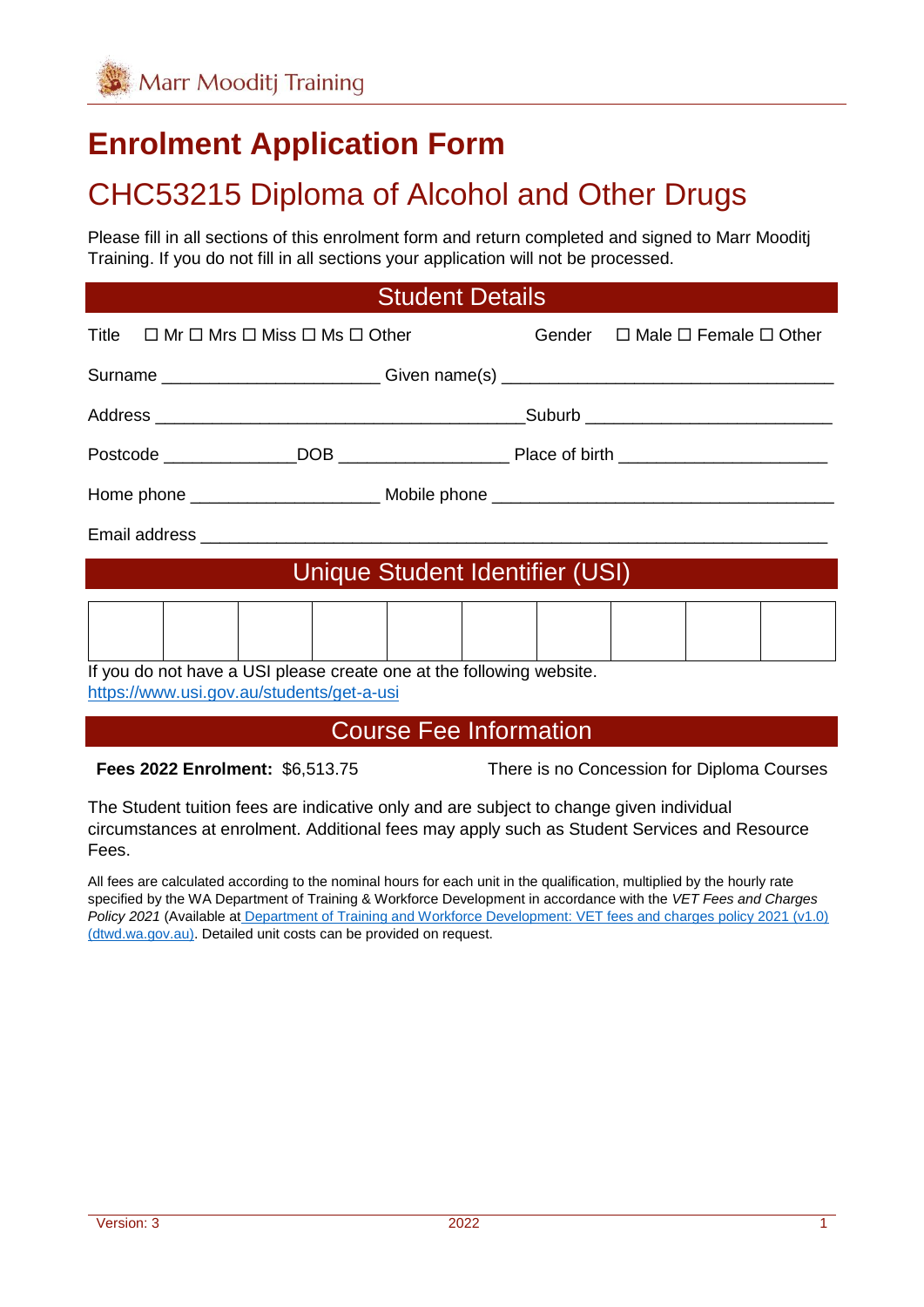Marr Mooditj Training

# Enrolment Application Form

## CHC53215 Diploma of Alcohol and Other Drugs

Please fill in all sections of this enrolment form and return completed and signed to Marr Mooditj Training. If you do not fill in all sections your application will not be processed.

## Student Details

Title ☐ Mr ☐ Mrs ☐ Miss ☐ Ms ☐ Other Gender ☐ Male ☐ Female ☐ Other

Surname ______________________ Given name(s) __________________________________

Address _______________________________________Suburb _________________________

Postcode ______________DOB _________________ Place of birth _____________________

Home phone ___________________ Mobile phone __________________________________

Email address _________________________________________________________________

## Unique Student Identifier (USI)

| | | | | | | | | | |
|---|---|---|---|---|---|---|---|---|---|
| | | | | | | | | | |

If you do not have a USI please create one at the following website.
https://www.usi.gov.au/students/get-a-usi

## Course Fee Information

**Fees 2022 Enrolment:** $6,513.75 There is no Concession for Diploma Courses

The Student tuition fees are indicative only and are subject to change given individual circumstances at enrolment. Additional fees may apply such as Student Services and Resource Fees.

All fees are calculated according to the nominal hours for each unit in the qualification, multiplied by the hourly rate specified by the WA Department of Training & Workforce Development in accordance with the *VET Fees and Charges Policy 2021* (Available at Department of Training and Workforce Development: VET fees and charges policy 2021 (v1.0) (dtwd.wa.gov.au). Detailed unit costs can be provided on request.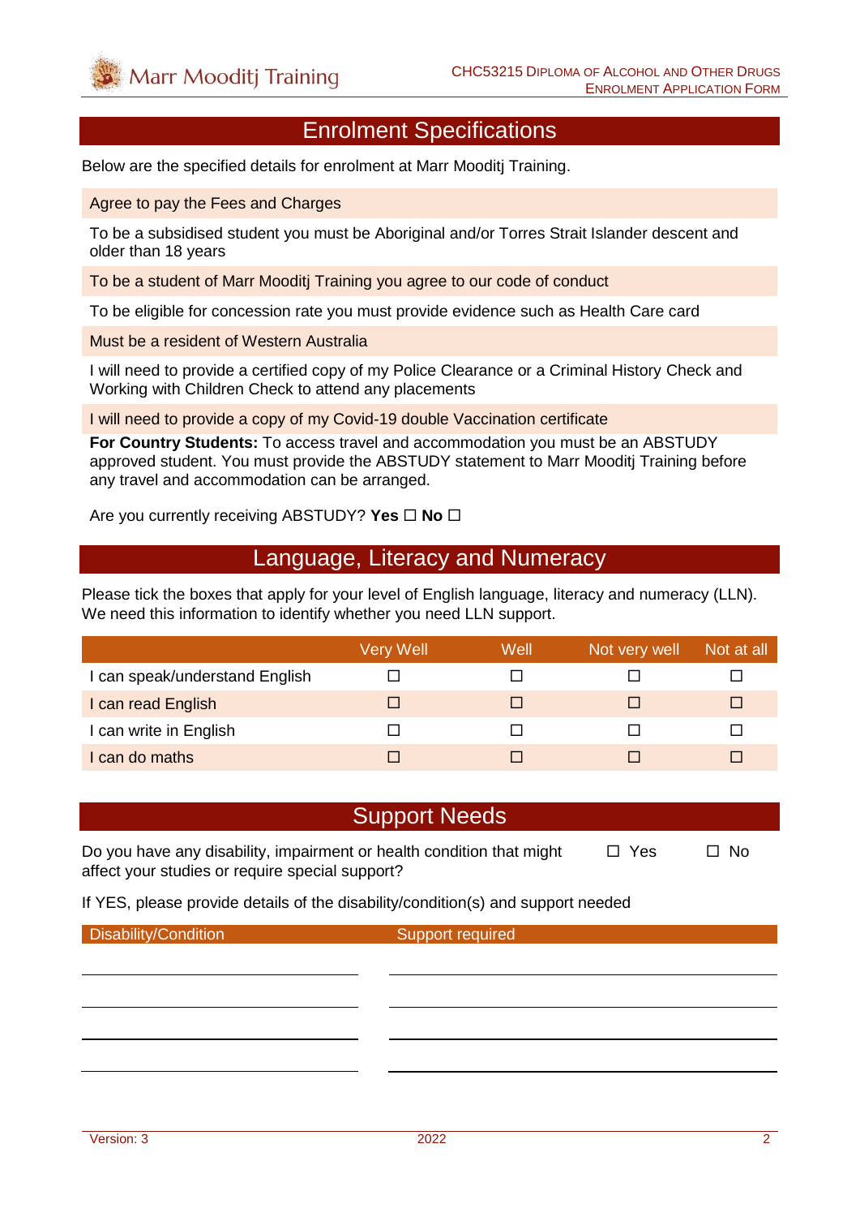## Enrolment Specifications

Below are the specified details for enrolment at Marr Mooditj Training.

Agree to pay the Fees and Charges

To be a subsidised student you must be Aboriginal and/or Torres Strait Islander descent and older than 18 years

To be a student of Marr Mooditj Training you agree to our code of conduct

To be eligible for concession rate you must provide evidence such as Health Care card

Must be a resident of Western Australia

I will need to provide a certified copy of my Police Clearance or a Criminal History Check and Working with Children Check to attend any placements

I will need to provide a copy of my Covid-19 double Vaccination certificate

**For Country Students:** To access travel and accommodation you must be an ABSTUDY approved student. You must provide the ABSTUDY statement to Marr Mooditj Training before any travel and accommodation can be arranged.

Are you currently receiving ABSTUDY? **Yes** ☐ **No** ☐

## Language, Literacy and Numeracy

Please tick the boxes that apply for your level of English language, literacy and numeracy (LLN). We need this information to identify whether you need LLN support.

| | Very Well | Well | Not very well | Not at all |
|---|---|---|---|---|
| I can speak/understand English | ☐ | ☐ | ☐ | ☐ |
| I can read English | ☐ | ☐ | ☐ | ☐ |
| I can write in English | ☐ | ☐ | ☐ | ☐ |
| I can do maths | ☐ | ☐ | ☐ | ☐ |

## Support Needs

Do you have any disability, impairment or health condition that might affect your studies or require special support? ☐ Yes ☐ No

If YES, please provide details of the disability/condition(s) and support needed

| Disability/Condition | Support required |
|---|---|
| | |
| | |
| | |
| | |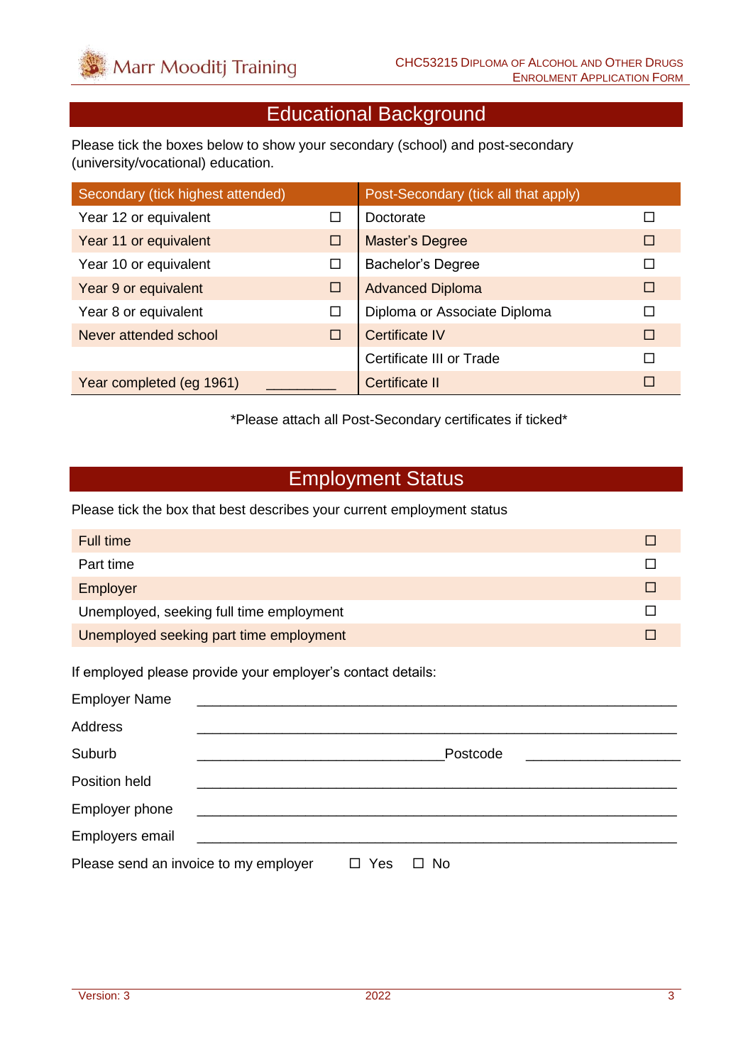## Educational Background

Please tick the boxes below to show your secondary (school) and post-secondary (university/vocational) education.

| Secondary (tick highest attended) | | Post-Secondary (tick all that apply) | |
|---|---|---|---|
| Year 12 or equivalent | ☐ | Doctorate | ☐ |
| Year 11 or equivalent | ☐ | Master's Degree | ☐ |
| Year 10 or equivalent | ☐ | Bachelor's Degree | ☐ |
| Year 9 or equivalent | ☐ | Advanced Diploma | ☐ |
| Year 8 or equivalent | ☐ | Diploma or Associate Diploma | ☐ |
| Never attended school | ☐ | Certificate IV | ☐ |
| | | Certificate III or Trade | ☐ |
| Year completed (eg 1961) | __________ | Certificate II | ☐ |

*Please attach all Post-Secondary certificates if ticked*

## Employment Status

Please tick the box that best describes your current employment status

| | |
|---|---|
| Full time | ☐ |
| Part time | ☐ |
| Employer | ☐ |
| Unemployed, seeking full time employment | ☐ |
| Unemployed seeking part time employment | ☐ |

If employed please provide your employer's contact details:

Employer Name ______________________________________________________________

Address ______________________________________________________________

Suburb ________________________________ Postcode ____________________

Position held ______________________________________________________________

Employer phone ______________________________________________________________

Employers email ______________________________________________________________

Please send an invoice to my employer ☐ Yes ☐ No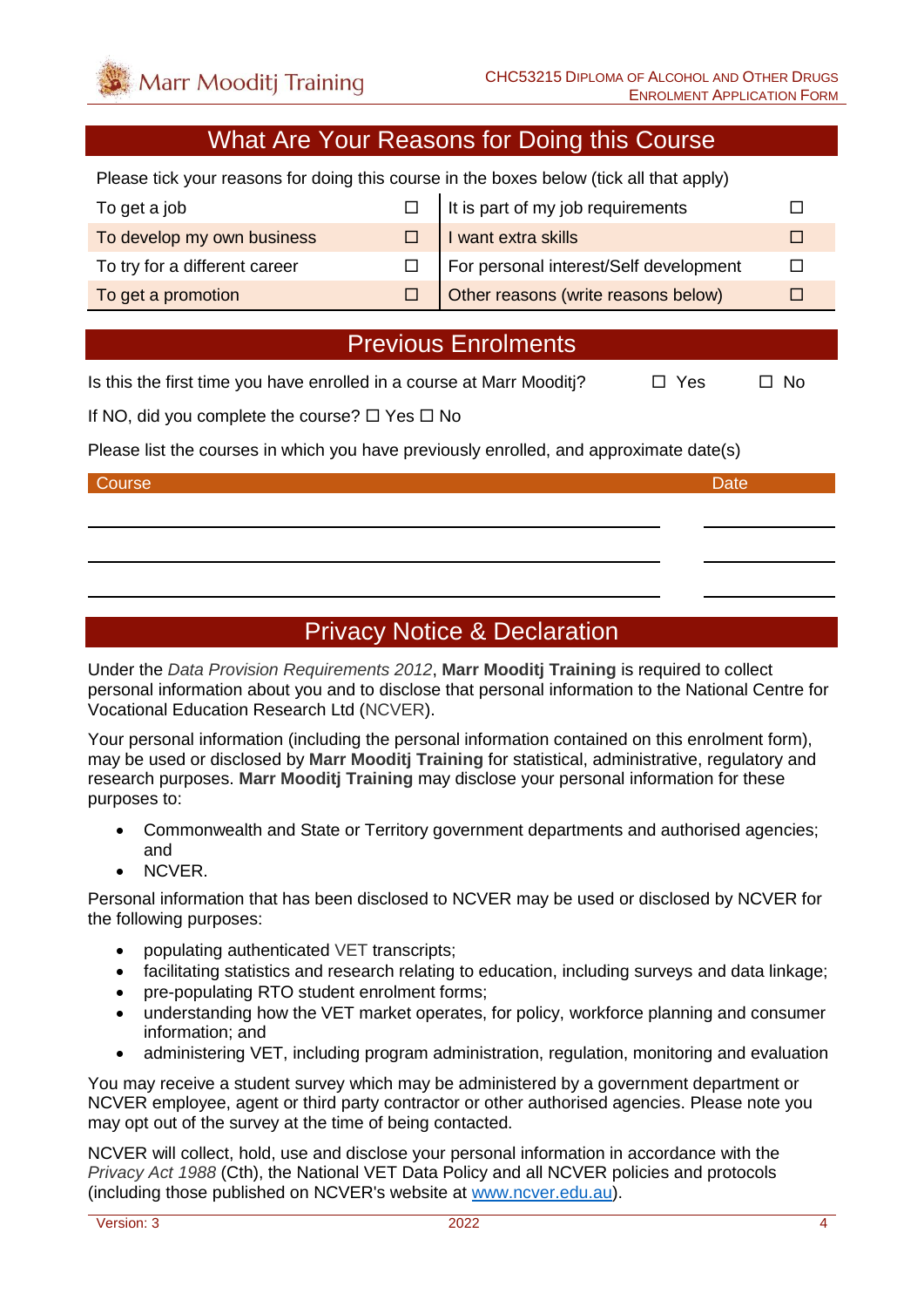## What Are Your Reasons for Doing this Course

Please tick your reasons for doing this course in the boxes below (tick all that apply)

| | | | |
|---|---|---|---|
| To get a job | ☐ | It is part of my job requirements | ☐ |
| To develop my own business | ☐ | I want extra skills | ☐ |
| To try for a different career | ☐ | For personal interest/Self development | ☐ |
| To get a promotion | ☐ | Other reasons (write reasons below) | ☐ |

## Previous Enrolments

Is this the first time you have enrolled in a course at Marr Mooditj? ☐ Yes ☐ No

If NO, did you complete the course? ☐ Yes ☐ No

Please list the courses in which you have previously enrolled, and approximate date(s)

| Course | Date |
|---|---|
| | |
| | |
| | |

## Privacy Notice & Declaration

Under the *Data Provision Requirements 2012*, **Marr Mooditj Training** is required to collect personal information about you and to disclose that personal information to the National Centre for Vocational Education Research Ltd (NCVER).

Your personal information (including the personal information contained on this enrolment form), may be used or disclosed by **Marr Mooditj Training** for statistical, administrative, regulatory and research purposes. **Marr Mooditj Training** may disclose your personal information for these purposes to:

- Commonwealth and State or Territory government departments and authorised agencies; and
- NCVER.

Personal information that has been disclosed to NCVER may be used or disclosed by NCVER for the following purposes:

- populating authenticated VET transcripts;
- facilitating statistics and research relating to education, including surveys and data linkage;
- pre-populating RTO student enrolment forms;
- understanding how the VET market operates, for policy, workforce planning and consumer information; and
- administering VET, including program administration, regulation, monitoring and evaluation

You may receive a student survey which may be administered by a government department or NCVER employee, agent or third party contractor or other authorised agencies. Please note you may opt out of the survey at the time of being contacted.

NCVER will collect, hold, use and disclose your personal information in accordance with the *Privacy Act 1988* (Cth), the National VET Data Policy and all NCVER policies and protocols (including those published on NCVER's website at www.ncver.edu.au).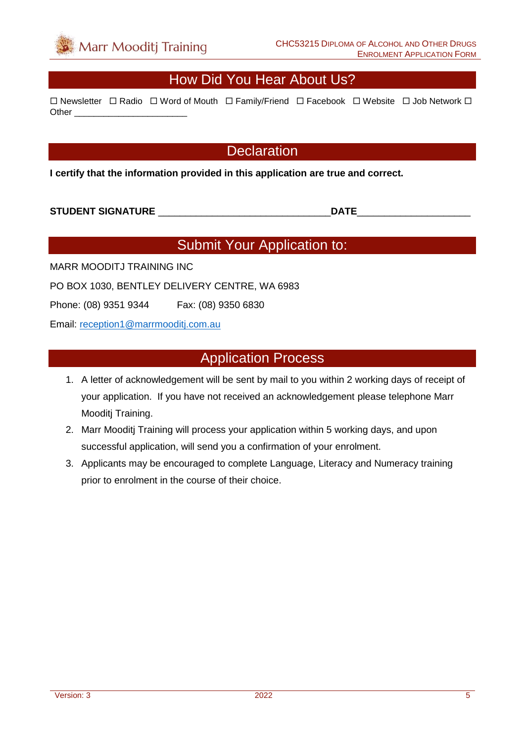## How Did You Hear About Us?

☐ Newsletter ☐ Radio ☐ Word of Mouth ☐ Family/Friend ☐ Facebook ☐ Website ☐ Job Network ☐ Other _______________________

## Declaration

**I certify that the information provided in this application are true and correct.**

**STUDENT SIGNATURE** ________________________________**DATE**_____________________

## Submit Your Application to:

MARR MOODITJ TRAINING INC

PO BOX 1030, BENTLEY DELIVERY CENTRE, WA 6983

Phone: (08) 9351 9344 Fax: (08) 9350 6830

Email: reception1@marrmooditj.com.au

## Application Process

1. A letter of acknowledgement will be sent by mail to you within 2 working days of receipt of your application. If you have not received an acknowledgement please telephone Marr Mooditj Training.
2. Marr Mooditj Training will process your application within 5 working days, and upon successful application, will send you a confirmation of your enrolment.
3. Applicants may be encouraged to complete Language, Literacy and Numeracy training prior to enrolment in the course of their choice.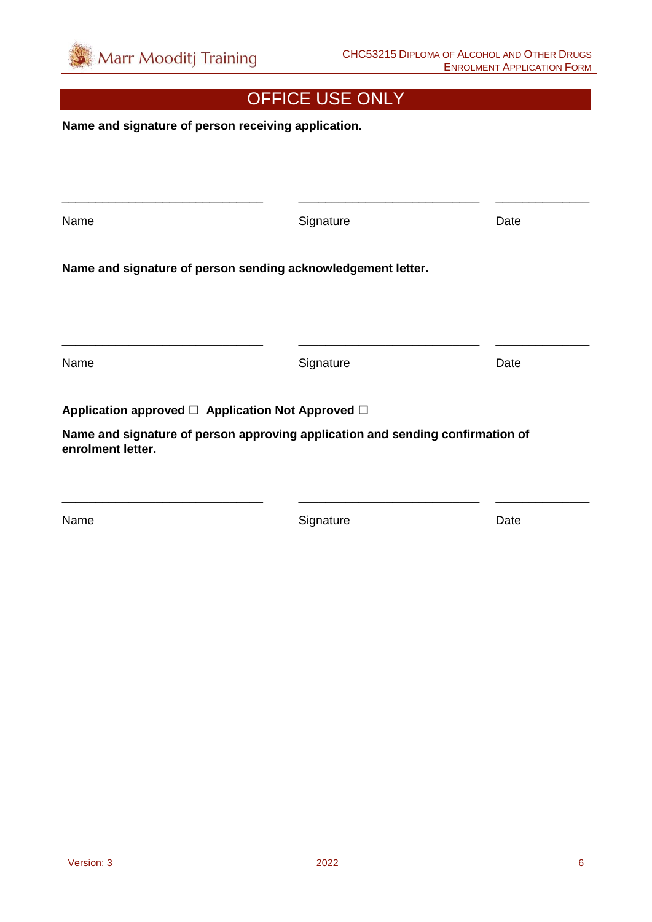## OFFICE USE ONLY

**Name and signature of person receiving application.**

\_\_\_\_\_\_\_\_\_\_\_\_\_\_\_\_\_\_\_\_\_\_\_\_\_\_\_\_\_\_ \_\_\_\_\_\_\_\_\_\_\_\_\_\_\_\_\_\_\_\_\_\_\_\_\_\_\_ \_\_\_\_\_\_\_\_\_\_\_\_\_\_

Name Signature Date

**Name and signature of person sending acknowledgement letter.**

\_\_\_\_\_\_\_\_\_\_\_\_\_\_\_\_\_\_\_\_\_\_\_\_\_\_\_\_\_\_ \_\_\_\_\_\_\_\_\_\_\_\_\_\_\_\_\_\_\_\_\_\_\_\_\_\_\_ \_\_\_\_\_\_\_\_\_\_\_\_\_\_

Name Signature Date

**Application approved ☐ Application Not Approved ☐**

**Name and signature of person approving application and sending confirmation of enrolment letter.**

\_\_\_\_\_\_\_\_\_\_\_\_\_\_\_\_\_\_\_\_\_\_\_\_\_\_\_\_\_\_ \_\_\_\_\_\_\_\_\_\_\_\_\_\_\_\_\_\_\_\_\_\_\_\_\_\_\_ \_\_\_\_\_\_\_\_\_\_\_\_\_\_

Name Signature Date